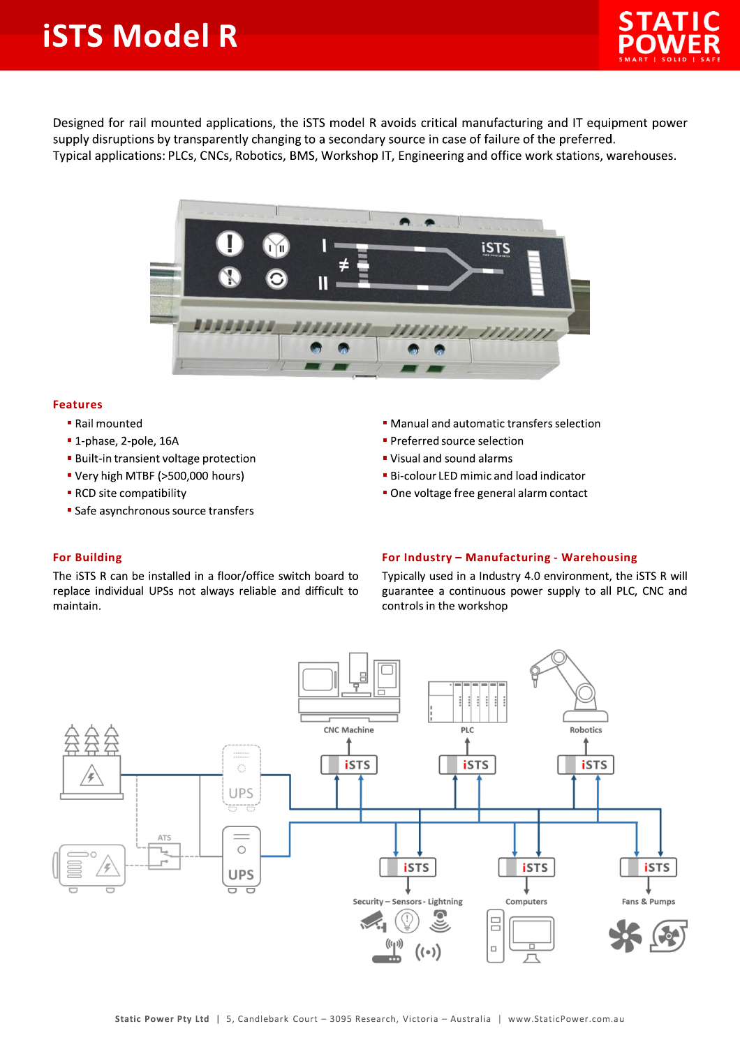# iSTS Model R

Designed for rail mounted applications, the iSTS model R avoids critical manufacturing and IT equipment power supply disruptions by transparently changing to a secondary source in case of failure of the preferred.
Typical applications: PLCs, CNCs, Robotics, BMS, Workshop IT, Engineering and office work stations, warehouses.

## Features

- Rail mounted
- 1-phase, 2-pole, 16A
- Built-in transient voltage protection
- Very high MTBF (>500,000 hours)
- RCD site compatibility
- Safe asynchronous source transfers
- Manual and automatic transfers selection
- Preferred source selection
- Visual and sound alarms
- Bi-colour LED mimic and load indicator
- One voltage free general alarm contact

## For Building

The iSTS R can be installed in a floor/office switch board to replace individual UPSs not always reliable and difficult to maintain.

## For Industry – Manufacturing - Warehousing

Typically used in a Industry 4.0 environment, the iSTS R will guarantee a continuous power supply to all PLC, CNC and controls in the workshop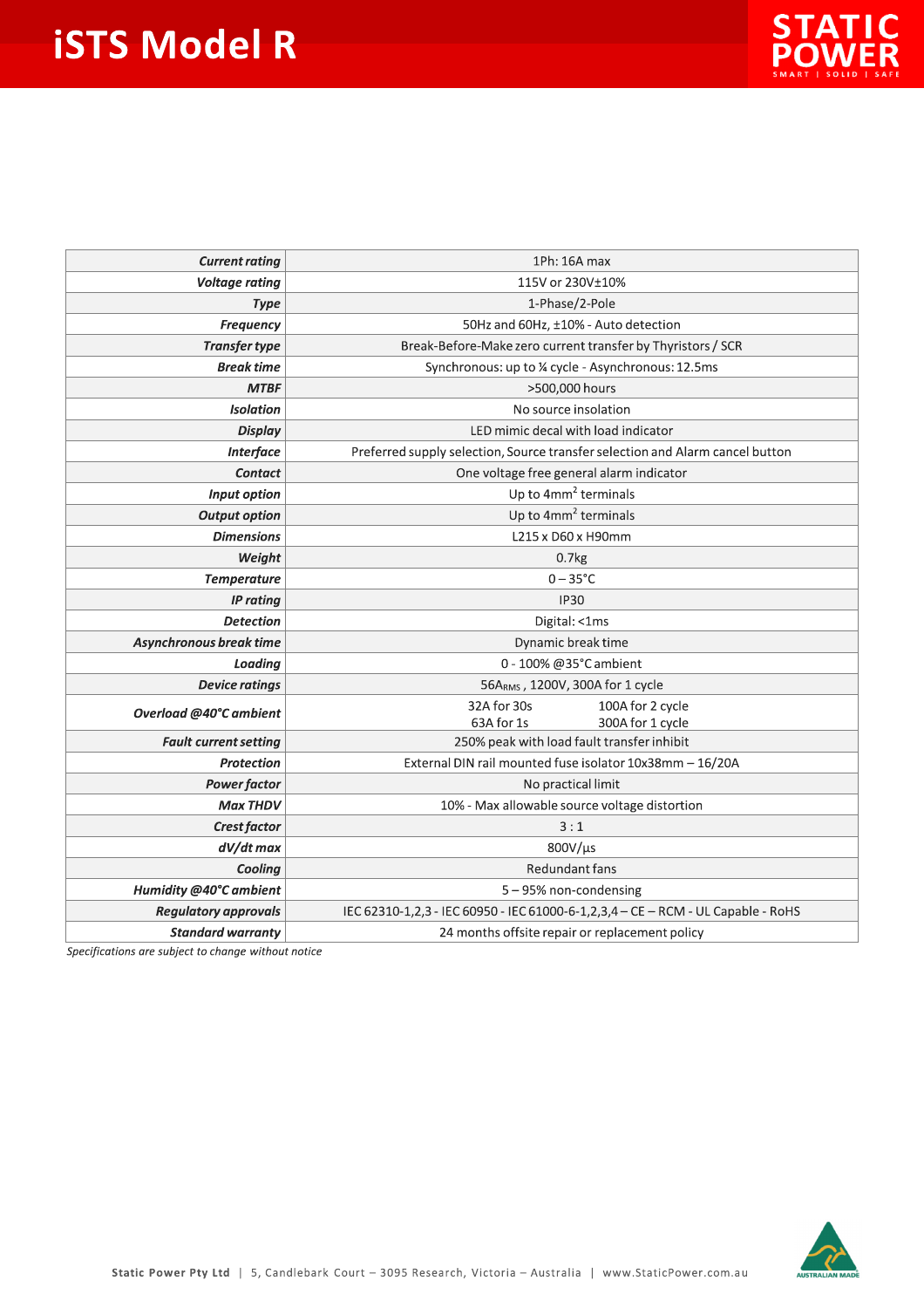# iSTS Model R

| | |
|---|---|
| ***Current rating*** | 1Ph: 16A max |
| ***Voltage rating*** | 115V or 230V±10% |
| ***Type*** | 1-Phase/2-Pole |
| ***Frequency*** | 50Hz and 60Hz, ±10% - Auto detection |
| ***Transfer type*** | Break-Before-Make zero current transfer by Thyristors / SCR |
| ***Break time*** | Synchronous: up to ¼ cycle - Asynchronous: 12.5ms |
| ***MTBF*** | >500,000 hours |
| ***Isolation*** | No source insolation |
| ***Display*** | LED mimic decal with load indicator |
| ***Interface*** | Preferred supply selection, Source transfer selection and Alarm cancel button |
| ***Contact*** | One voltage free general alarm indicator |
| ***Input option*** | Up to $4mm^2$ terminals |
| ***Output option*** | Up to $4mm^2$ terminals |
| ***Dimensions*** | L215 x D60 x H90mm |
| ***Weight*** | 0.7kg |
| ***Temperature*** | 0 – 35°C |
| ***IP rating*** | IP30 |
| ***Detection*** | Digital: <1ms |
| ***Asynchronous break time*** | Dynamic break time |
| ***Loading*** | 0 - 100% @35°C ambient |
| ***Device ratings*** | $56A_{RMS}$ , 1200V, 300A for 1 cycle |
| ***Overload @40°C ambient*** | 32A for 30s 100A for 2 cycle<br>63A for 1s 300A for 1 cycle |
| ***Fault current setting*** | 250% peak with load fault transfer inhibit |
| ***Protection*** | External DIN rail mounted fuse isolator 10x38mm – 16/20A |
| ***Power factor*** | No practical limit |
| ***Max THDV*** | 10% - Max allowable source voltage distortion |
| ***Crest factor*** | 3 : 1 |
| ***dV/dt max*** | 800V/μs |
| ***Cooling*** | Redundant fans |
| ***Humidity @40°C ambient*** | 5 – 95% non-condensing |
| ***Regulatory approvals*** | IEC 62310-1,2,3 - IEC 60950 - IEC 61000-6-1,2,3,4 – CE – RCM - UL Capable - RoHS |
| ***Standard warranty*** | 24 months offsite repair or replacement policy |

*Specifications are subject to change without notice*